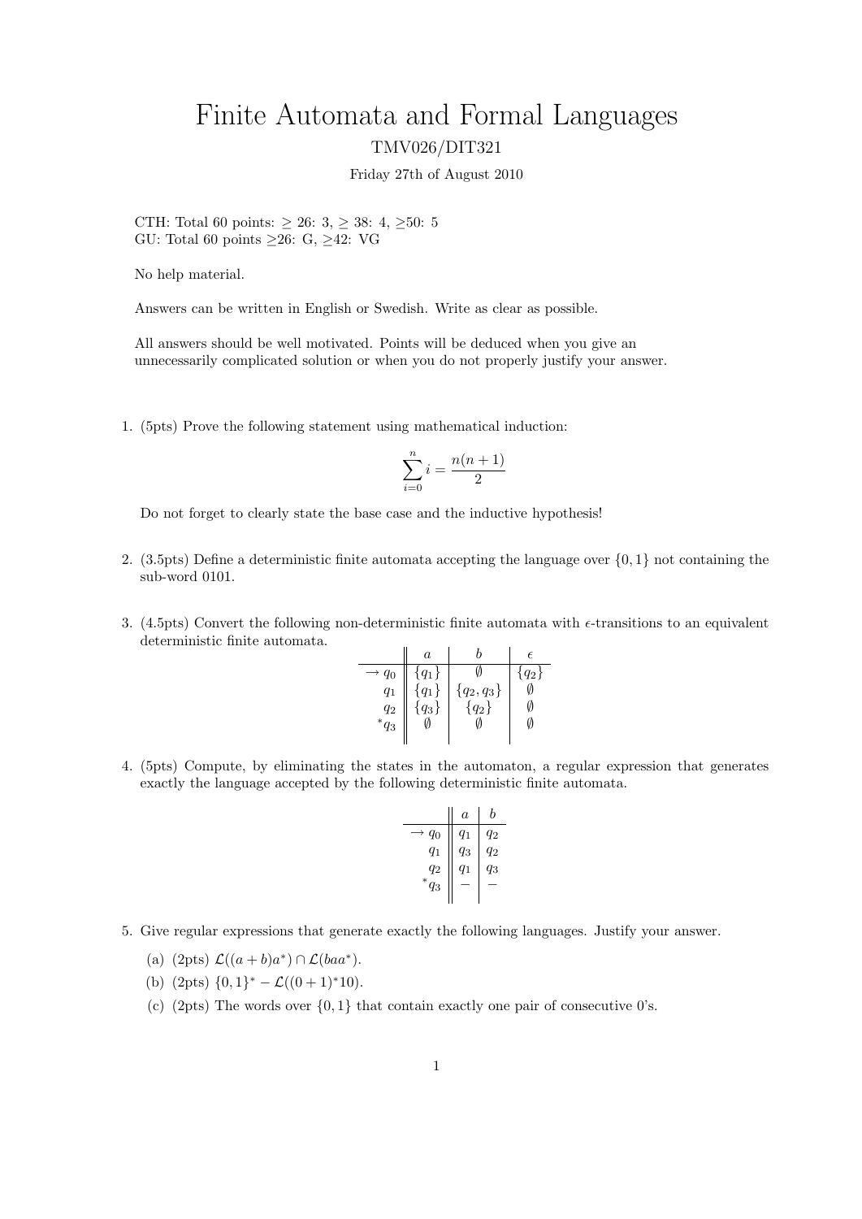# Finite Automata and Formal Languages

TMV026/DIT321

Friday 27th of August 2010

CTH: Total 60 points: $\geq$ 26: 3, $\geq$ 38: 4, $\geq$50: 5
GU: Total 60 points $\geq$26: G, $\geq$42: VG

No help material.

Answers can be written in English or Swedish. Write as clear as possible.

All answers should be well motivated. Points will be deduced when you give an unnecessarily complicated solution or when you do not properly justify your answer.

1. (5pts) Prove the following statement using mathematical induction:

$$\sum_{i=0}^{n} i = \frac{n(n+1)}{2}$$

Do not forget to clearly state the base case and the inductive hypothesis!

2. (3.5pts) Define a deterministic finite automata accepting the language over $\{0, 1\}$ not containing the sub-word 0101.

3. (4.5pts) Convert the following non-deterministic finite automata with $\epsilon$-transitions to an equivalent deterministic finite automata.

| | $a$ | $b$ | $\epsilon$ |
|---|---|---|---|
| $\rightarrow q_0$ | $\{q_1\}$ | $\emptyset$ | $\{q_2\}$ |
| $q_1$ | $\{q_1\}$ | $\{q_2, q_3\}$ | $\emptyset$ |
| $q_2$ | $\{q_3\}$ | $\{q_2\}$ | $\emptyset$ |
| $^*q_3$ | $\emptyset$ | $\emptyset$ | $\emptyset$ |

4. (5pts) Compute, by eliminating the states in the automaton, a regular expression that generates exactly the language accepted by the following deterministic finite automata.

| | $a$ | $b$ |
|---|---|---|
| $\rightarrow q_0$ | $q_1$ | $q_2$ |
| $q_1$ | $q_3$ | $q_2$ |
| $q_2$ | $q_1$ | $q_3$ |
| $^*q_3$ | $-$ | $-$ |

5. Give regular expressions that generate exactly the following languages. Justify your answer.

   (a) (2pts) $\mathcal{L}((a + b)a^*) \cap \mathcal{L}(baa^*)$.

   (b) (2pts) $\{0, 1\}^* - \mathcal{L}((0 + 1)^*10)$.

   (c) (2pts) The words over $\{0, 1\}$ that contain exactly one pair of consecutive 0's.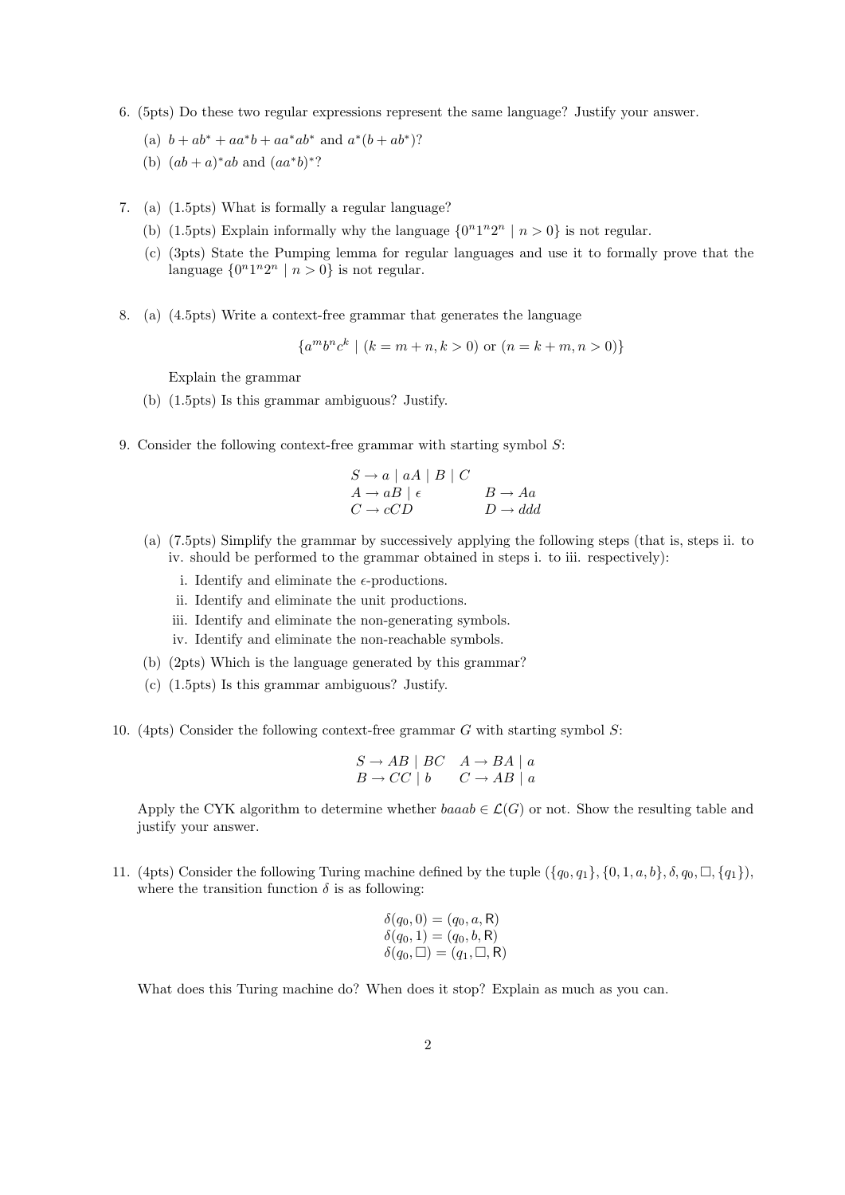6. (5pts) Do these two regular expressions represent the same language? Justify your answer.

   (a) $b + ab^* + aa^*b + aa^*ab^*$ and $a^*(b + ab^*)$?

   (b) $(ab + a)^*ab$ and $(aa^*b)^*$?

7. (a) (1.5pts) What is formally a regular language?

   (b) (1.5pts) Explain informally why the language $\{0^n1^n2^n \mid n > 0\}$ is not regular.

   (c) (3pts) State the Pumping lemma for regular languages and use it to formally prove that the language $\{0^n1^n2^n \mid n > 0\}$ is not regular.

8. (a) (4.5pts) Write a context-free grammar that generates the language

$$\{a^m b^n c^k \mid (k = m + n, k > 0) \text{ or } (n = k + m, n > 0)\}$$

   Explain the grammar

   (b) (1.5pts) Is this grammar ambiguous? Justify.

9. Consider the following context-free grammar with starting symbol $S$:

$$\begin{array}{ll} S \rightarrow a \mid aA \mid B \mid C & \\ A \rightarrow aB \mid \epsilon & B \rightarrow Aa \\ C \rightarrow cCD & D \rightarrow ddd \end{array}$$

   (a) (7.5pts) Simplify the grammar by successively applying the following steps (that is, steps ii. to iv. should be performed to the grammar obtained in steps i. to iii. respectively):

      i. Identify and eliminate the $\epsilon$-productions.

      ii. Identify and eliminate the unit productions.

      iii. Identify and eliminate the non-generating symbols.

      iv. Identify and eliminate the non-reachable symbols.

   (b) (2pts) Which is the language generated by this grammar?

   (c) (1.5pts) Is this grammar ambiguous? Justify.

10. (4pts) Consider the following context-free grammar $G$ with starting symbol $S$:

$$\begin{array}{ll} S \rightarrow AB \mid BC & A \rightarrow BA \mid a \\ B \rightarrow CC \mid b & C \rightarrow AB \mid a \end{array}$$

   Apply the CYK algorithm to determine whether $baaab \in \mathcal{L}(G)$ or not. Show the resulting table and justify your answer.

11. (4pts) Consider the following Turing machine defined by the tuple $(\{q_0, q_1\}, \{0, 1, a, b\}, \delta, q_0, \square, \{q_1\})$, where the transition function $\delta$ is as following:

$$\begin{array}{l} \delta(q_0, 0) = (q_0, a, \mathsf{R}) \\ \delta(q_0, 1) = (q_0, b, \mathsf{R}) \\ \delta(q_0, \square) = (q_1, \square, \mathsf{R}) \end{array}$$

   What does this Turing machine do? When does it stop? Explain as much as you can.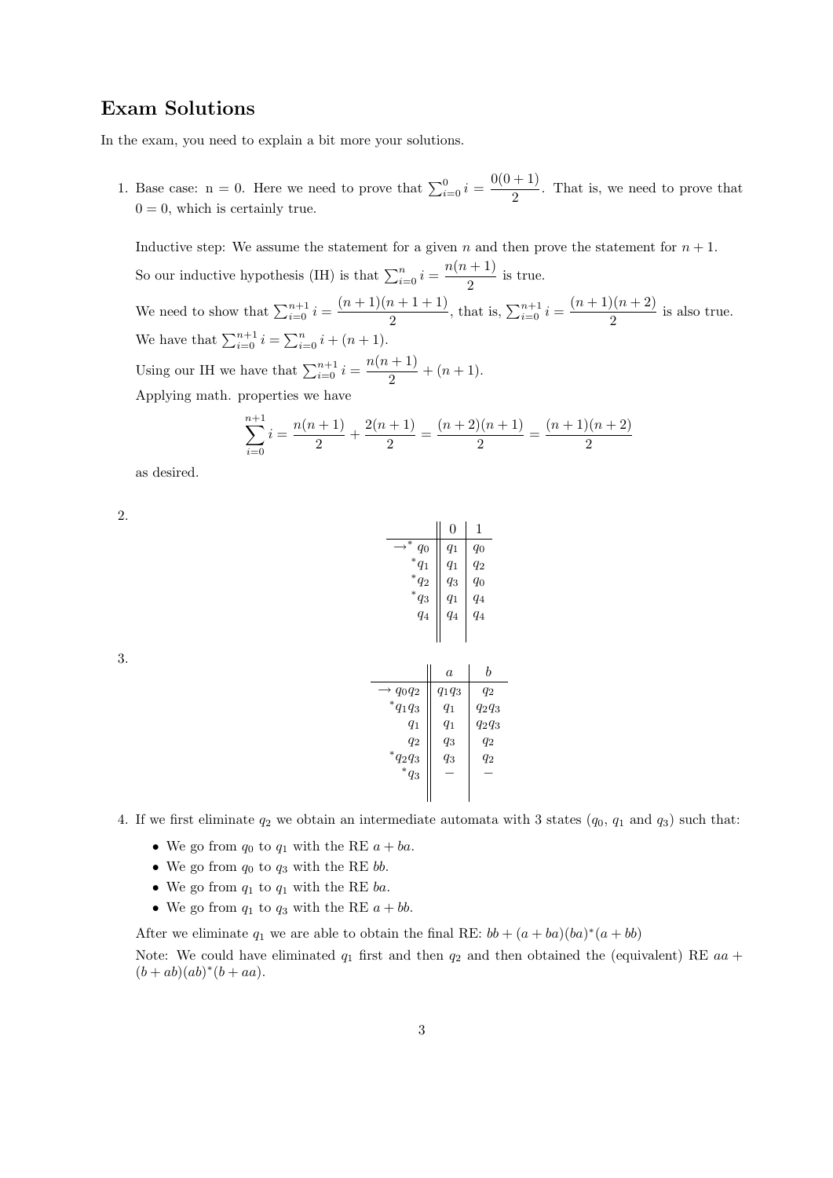## Exam Solutions

In the exam, you need to explain a bit more your solutions.

1. Base case: n = 0. Here we need to prove that $\sum_{i=0}^{0} i = \frac{0(0+1)}{2}$. That is, we need to prove that $0 = 0$, which is certainly true.

   Inductive step: We assume the statement for a given $n$ and then prove the statement for $n+1$.

   So our inductive hypothesis (IH) is that $\sum_{i=0}^{n} i = \frac{n(n+1)}{2}$ is true.

   We need to show that $\sum_{i=0}^{n+1} i = \frac{(n+1)(n+1+1)}{2}$, that is, $\sum_{i=0}^{n+1} i = \frac{(n+1)(n+2)}{2}$ is also true.

   We have that $\sum_{i=0}^{n+1} i = \sum_{i=0}^{n} i + (n+1)$.

   Using our IH we have that $\sum_{i=0}^{n+1} i = \frac{n(n+1)}{2} + (n+1)$.

   Applying math. properties we have

   $$\sum_{i=0}^{n+1} i = \frac{n(n+1)}{2} + \frac{2(n+1)}{2} = \frac{(n+2)(n+1)}{2} = \frac{(n+1)(n+2)}{2}$$

   as desired.

2. 

| | 0 | 1 |
|---|---|---|
| $\rightarrow^* q_0$ | $q_1$ | $q_0$ |
| $^*q_1$ | $q_1$ | $q_2$ |
| $^*q_2$ | $q_3$ | $q_0$ |
| $^*q_3$ | $q_1$ | $q_4$ |
| $q_4$ | $q_4$ | $q_4$ |

3. 

| | $a$ | $b$ |
|---|---|---|
| $\rightarrow q_0q_2$ | $q_1q_3$ | $q_2$ |
| $^*q_1q_3$ | $q_1$ | $q_2q_3$ |
| $q_1$ | $q_1$ | $q_2q_3$ |
| $q_2$ | $q_3$ | $q_2$ |
| $^*q_2q_3$ | $q_3$ | $q_2$ |
| $^*q_3$ | $-$ | $-$ |

4. If we first eliminate $q_2$ we obtain an intermediate automata with 3 states ($q_0$, $q_1$ and $q_3$) such that:

   - We go from $q_0$ to $q_1$ with the RE $a + ba$.
   - We go from $q_0$ to $q_3$ with the RE $bb$.
   - We go from $q_1$ to $q_1$ with the RE $ba$.
   - We go from $q_1$ to $q_3$ with the RE $a + bb$.

   After we eliminate $q_1$ we are able to obtain the final RE: $bb + (a + ba)(ba)^*(a + bb)$

   Note: We could have eliminated $q_1$ first and then $q_2$ and then obtained the (equivalent) RE $aa + (b + ab)(ab)^*(b + aa)$.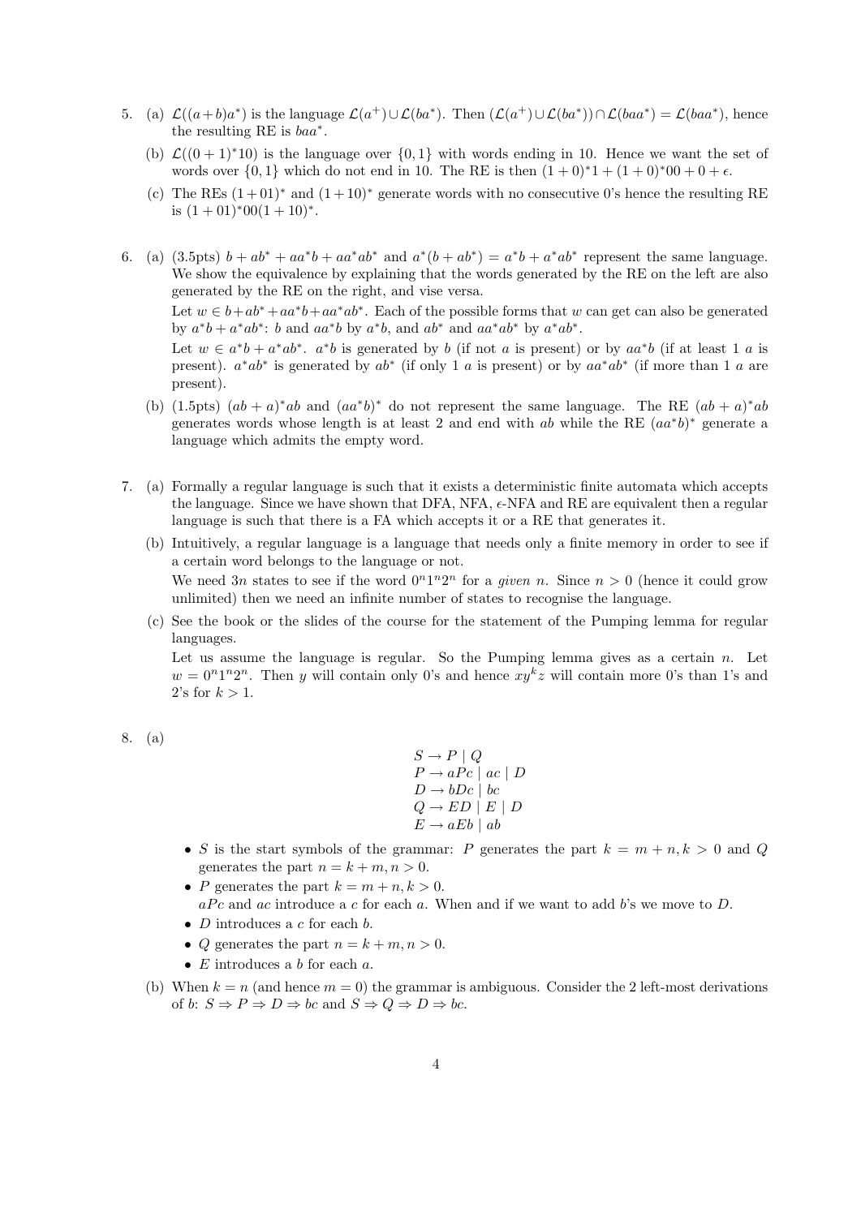5. (a) $\mathcal{L}((a+b)a^*)$ is the language $\mathcal{L}(a^+) \cup \mathcal{L}(ba^*)$. Then $(\mathcal{L}(a^+) \cup \mathcal{L}(ba^*)) \cap \mathcal{L}(baa^*) = \mathcal{L}(baa^*)$, hence the resulting RE is $baa^*$.

   (b) $\mathcal{L}((0+1)^*10)$ is the language over $\{0,1\}$ with words ending in 10. Hence we want the set of words over $\{0,1\}$ which do not end in 10. The RE is then $(1+0)^*1 + (1+0)^*00 + 0 + \epsilon$.

   (c) The REs $(1+01)^*$ and $(1+10)^*$ generate words with no consecutive 0's hence the resulting RE is $(1+01)^*00(1+10)^*$.

6. (a) (3.5pts) $b + ab^* + aa^*b + aa^*ab^*$ and $a^*(b + ab^*) = a^*b + a^*ab^*$ represent the same language. We show the equivalence by explaining that the words generated by the RE on the left are also generated by the RE on the right, and vise versa.

   Let $w \in b + ab^* + aa^*b + aa^*ab^*$. Each of the possible forms that $w$ can get can also be generated by $a^*b + a^*ab^*$: $b$ and $aa^*b$ by $a^*b$, and $ab^*$ and $aa^*ab^*$ by $a^*ab^*$.

   Let $w \in a^*b + a^*ab^*$. $a^*b$ is generated by $b$ (if not $a$ is present) or by $aa^*b$ (if at least 1 $a$ is present). $a^*ab^*$ is generated by $ab^*$ (if only 1 $a$ is present) or by $aa^*ab^*$ (if more than 1 $a$ are present).

   (b) (1.5pts) $(ab+a)^*ab$ and $(aa^*b)^*$ do not represent the same language. The RE $(ab+a)^*ab$ generates words whose length is at least 2 and end with $ab$ while the RE $(aa^*b)^*$ generate a language which admits the empty word.

7. (a) Formally a regular language is such that it exists a deterministic finite automata which accepts the language. Since we have shown that DFA, NFA, $\epsilon$-NFA and RE are equivalent then a regular language is such that there is a FA which accepts it or a RE that generates it.

   (b) Intuitively, a regular language is a language that needs only a finite memory in order to see if a certain word belongs to the language or not.

   We need $3n$ states to see if the word $0^n1^n2^n$ for a *given* $n$. Since $n > 0$ (hence it could grow unlimited) then we need an infinite number of states to recognise the language.

   (c) See the book or the slides of the course for the statement of the Pumping lemma for regular languages.

   Let us assume the language is regular. So the Pumping lemma gives as a certain $n$. Let $w = 0^n1^n2^n$. Then $y$ will contain only 0's and hence $xy^kz$ will contain more 0's than 1's and 2's for $k > 1$.

8. (a)

$$
\begin{aligned}
S &\rightarrow P \mid Q \\
P &\rightarrow aPc \mid ac \mid D \\
D &\rightarrow bDc \mid bc \\
Q &\rightarrow ED \mid E \mid D \\
E &\rightarrow aEb \mid ab
\end{aligned}
$$

   - $S$ is the start symbols of the grammar: $P$ generates the part $k = m + n, k > 0$ and $Q$ generates the part $n = k + m, n > 0$.
   - $P$ generates the part $k = m + n, k > 0$.
     $aPc$ and $ac$ introduce a $c$ for each $a$. When and if we want to add $b$'s we move to $D$.
   - $D$ introduces a $c$ for each $b$.
   - $Q$ generates the part $n = k + m, n > 0$.
   - $E$ introduces a $b$ for each $a$.

   (b) When $k = n$ (and hence $m = 0$) the grammar is ambiguous. Consider the 2 left-most derivations of $b$: $S \Rightarrow P \Rightarrow D \Rightarrow bc$ and $S \Rightarrow Q \Rightarrow D \Rightarrow bc$.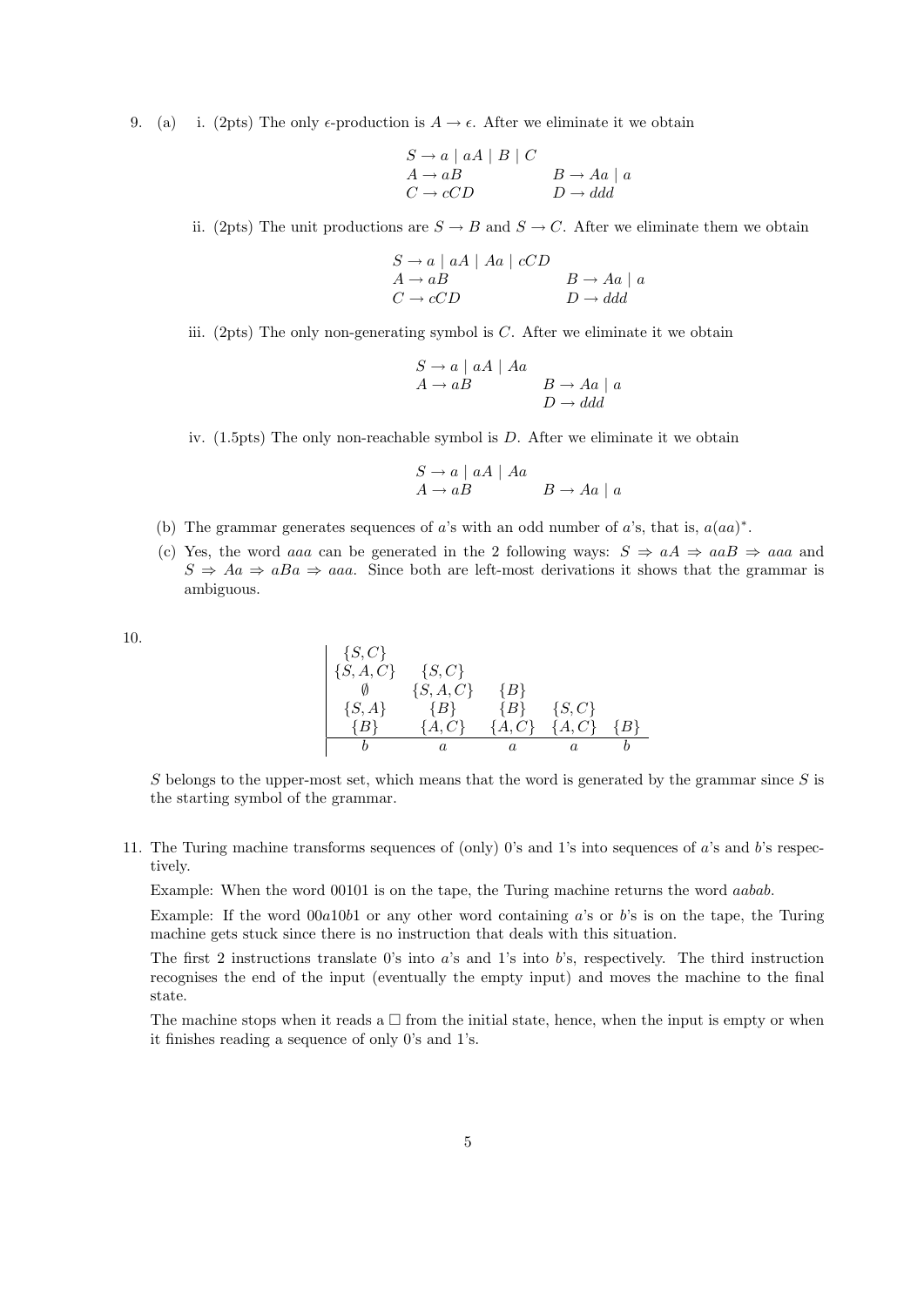9. (a) i. (2pts) The only $\epsilon$-production is $A \to \epsilon$. After we eliminate it we obtain

$$
\begin{array}{ll}
S \to a \mid aA \mid B \mid C & \\
A \to aB & B \to Aa \mid a \\
C \to cCD & D \to ddd
\end{array}
$$

ii. (2pts) The unit productions are $S \to B$ and $S \to C$. After we eliminate them we obtain

$$
\begin{array}{ll}
S \to a \mid aA \mid Aa \mid cCD & \\
A \to aB & B \to Aa \mid a \\
C \to cCD & D \to ddd
\end{array}
$$

iii. (2pts) The only non-generating symbol is $C$. After we eliminate it we obtain

$$
\begin{array}{ll}
S \to a \mid aA \mid Aa & \\
A \to aB & B \to Aa \mid a \\
 & D \to ddd
\end{array}
$$

iv. (1.5pts) The only non-reachable symbol is $D$. After we eliminate it we obtain

$$
\begin{array}{ll}
S \to a \mid aA \mid Aa & \\
A \to aB & B \to Aa \mid a
\end{array}
$$

(b) The grammar generates sequences of $a$'s with an odd number of $a$'s, that is, $a(aa)^*$.

(c) Yes, the word $aaa$ can be generated in the 2 following ways: $S \Rightarrow aA \Rightarrow aaB \Rightarrow aaa$ and $S \Rightarrow Aa \Rightarrow aBa \Rightarrow aaa$. Since both are left-most derivations it shows that the grammar is ambiguous.

10.

| | | | | |
|---|---|---|---|---|
| $\{S, C\}$ | | | | |
| $\{S, A, C\}$ | $\{S, C\}$ | | | |
| $\emptyset$ | $\{S, A, C\}$ | $\{B\}$ | | |
| $\{S, A\}$ | $\{B\}$ | $\{B\}$ | $\{S, C\}$ | |
| $\{B\}$ | $\{A, C\}$ | $\{A, C\}$ | $\{A, C\}$ | $\{B\}$ |
| $b$ | $a$ | $a$ | $a$ | $b$ |

$S$ belongs to the upper-most set, which means that the word is generated by the grammar since $S$ is the starting symbol of the grammar.

11. The Turing machine transforms sequences of (only) 0's and 1's into sequences of $a$'s and $b$'s respectively.

Example: When the word 00101 is on the tape, the Turing machine returns the word $aabab$.

Example: If the word $00a10b1$ or any other word containing $a$'s or $b$'s is on the tape, the Turing machine gets stuck since there is no instruction that deals with this situation.

The first 2 instructions translate 0's into $a$'s and 1's into $b$'s, respectively. The third instruction recognises the end of the input (eventually the empty input) and moves the machine to the final state.

The machine stops when it reads a $\Box$ from the initial state, hence, when the input is empty or when it finishes reading a sequence of only 0's and 1's.